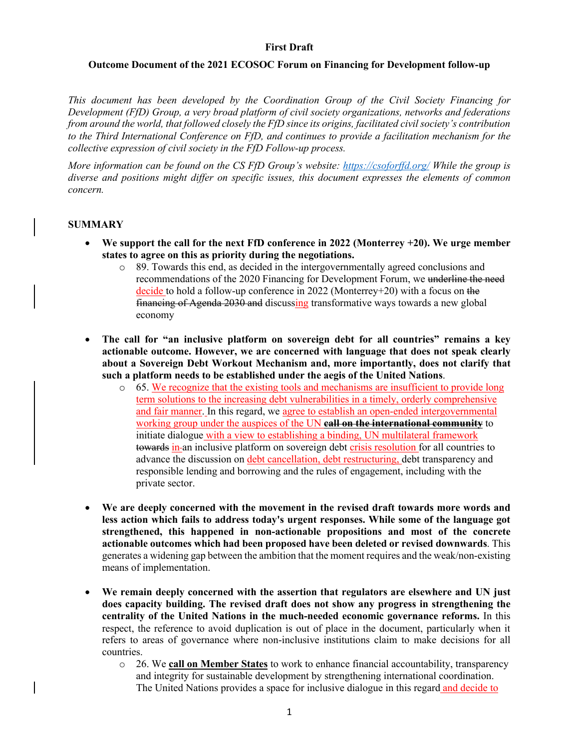**First Draft**

**Outcome Document of the 2021 ECOSOC Forum on Financing for Development follow-up**

*This document has been developed by the Coordination Group of the Civil Society Financing for Development (FfD) Group, a very broad platform of civil society organizations, networks and federations from around the world, that followed closely the FfD since its origins, facilitated civil society's contribution to the Third International Conference on FfD, and continues to provide a facilitation mechanism for the collective expression of civil society in the FfD Follow-up process.*

*More information can be found on the CS FfD Group's website: [https://csoforffd.org/](https://csoforffd.org/) While the group is diverse and positions might differ on specific issues, this document expresses the elements of common concern.*

## SUMMARY

- **We support the call for the next FfD conference in 2022 (Monterrey +20). We urge member states to agree on this as priority during the negotiations.**
  - 89. Towards this end, as decided in the intergovernmentally agreed conclusions and recommendations of the 2020 Financing for Development Forum, we ~~underline the need~~ decide to hold a follow-up conference in 2022 (Monterrey+20) with a focus on ~~the financing of Agenda 2030 and~~ discussing transformative ways towards a new global economy

- **The call for "an inclusive platform on sovereign debt for all countries" remains a key actionable outcome. However, we are concerned with language that does not speak clearly about a Sovereign Debt Workout Mechanism and, more importantly, does not clarify that such a platform needs to be established under the aegis of the United Nations**.
  - 65. We recognize that the existing tools and mechanisms are insufficient to provide long term solutions to the increasing debt vulnerabilities in a timely, orderly comprehensive and fair manner. In this regard, we agree to establish an open-ended intergovernmental working group under the auspices of the UN ~~**call on the international community**~~ to initiate dialogue with a view to establishing a binding, UN multilateral framework ~~towards~~ in an inclusive platform on sovereign debt crisis resolution for all countries to advance the discussion on debt cancellation, debt restructuring, debt transparency and responsible lending and borrowing and the rules of engagement, including with the private sector.

- **We are deeply concerned with the movement in the revised draft towards more words and less action which fails to address today's urgent responses. While some of the language got strengthened, this happened in non-actionable propositions and most of the concrete actionable outcomes which had been proposed have been deleted or revised downwards**. This generates a widening gap between the ambition that the moment requires and the weak/non-existing means of implementation.

- **We remain deeply concerned with the assertion that regulators are elsewhere and UN just does capacity building. The revised draft does not show any progress in strengthening the centrality of the United Nations in the much-needed economic governance reforms.** In this respect, the reference to avoid duplication is out of place in the document, particularly when it refers to areas of governance where non-inclusive institutions claim to make decisions for all countries.
  - 26. We **call on Member States** to work to enhance financial accountability, transparency and integrity for sustainable development by strengthening international coordination. The United Nations provides a space for inclusive dialogue in this regard and decide to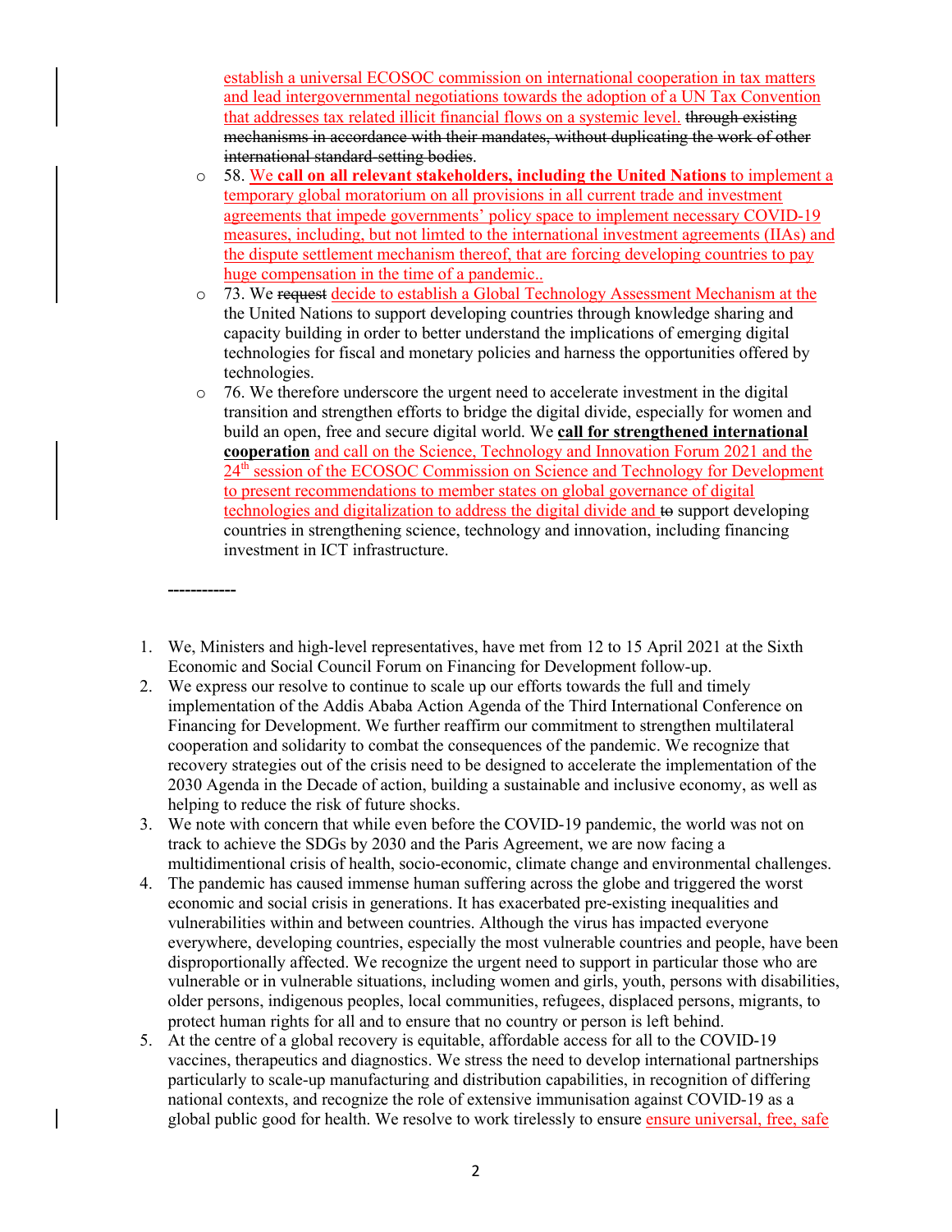establish a universal ECOSOC commission on international cooperation in tax matters and lead intergovernmental negotiations towards the adoption of a UN Tax Convention that addresses tax related illicit financial flows on a systemic level. ~~through existing mechanisms in accordance with their mandates, without duplicating the work of other international standard-setting bodies~~.

- 58. We **call on all relevant stakeholders, including the United Nations** to implement a temporary global moratorium on all provisions in all current trade and investment agreements that impede governments' policy space to implement necessary COVID-19 measures, including, but not limted to the international investment agreements (IIAs) and the dispute settlement mechanism thereof, that are forcing developing countries to pay huge compensation in the time of a pandemic..
- 73. We ~~request~~ decide to establish a Global Technology Assessment Mechanism at the the United Nations to support developing countries through knowledge sharing and capacity building in order to better understand the implications of emerging digital technologies for fiscal and monetary policies and harness the opportunities offered by technologies.
- 76. We therefore underscore the urgent need to accelerate investment in the digital transition and strengthen efforts to bridge the digital divide, especially for women and build an open, free and secure digital world. We **call for strengthened international cooperation** and call on the Science, Technology and Innovation Forum 2021 and the 24th session of the ECOSOC Commission on Science and Technology for Development to present recommendations to member states on global governance of digital technologies and digitalization to address the digital divide and ~~to~~ support developing countries in strengthening science, technology and innovation, including financing investment in ICT infrastructure.

-----------

1. We, Ministers and high-level representatives, have met from 12 to 15 April 2021 at the Sixth Economic and Social Council Forum on Financing for Development follow-up.
2. We express our resolve to continue to scale up our efforts towards the full and timely implementation of the Addis Ababa Action Agenda of the Third International Conference on Financing for Development. We further reaffirm our commitment to strengthen multilateral cooperation and solidarity to combat the consequences of the pandemic. We recognize that recovery strategies out of the crisis need to be designed to accelerate the implementation of the 2030 Agenda in the Decade of action, building a sustainable and inclusive economy, as well as helping to reduce the risk of future shocks.
3. We note with concern that while even before the COVID-19 pandemic, the world was not on track to achieve the SDGs by 2030 and the Paris Agreement, we are now facing a multidimentional crisis of health, socio-economic, climate change and environmental challenges.
4. The pandemic has caused immense human suffering across the globe and triggered the worst economic and social crisis in generations. It has exacerbated pre-existing inequalities and vulnerabilities within and between countries. Although the virus has impacted everyone everywhere, developing countries, especially the most vulnerable countries and people, have been disproportionally affected. We recognize the urgent need to support in particular those who are vulnerable or in vulnerable situations, including women and girls, youth, persons with disabilities, older persons, indigenous peoples, local communities, refugees, displaced persons, migrants, to protect human rights for all and to ensure that no country or person is left behind.
5. At the centre of a global recovery is equitable, affordable access for all to the COVID-19 vaccines, therapeutics and diagnostics. We stress the need to develop international partnerships particularly to scale-up manufacturing and distribution capabilities, in recognition of differing national contexts, and recognize the role of extensive immunisation against COVID-19 as a global public good for health. We resolve to work tirelessly to ensure ensure universal, free, safe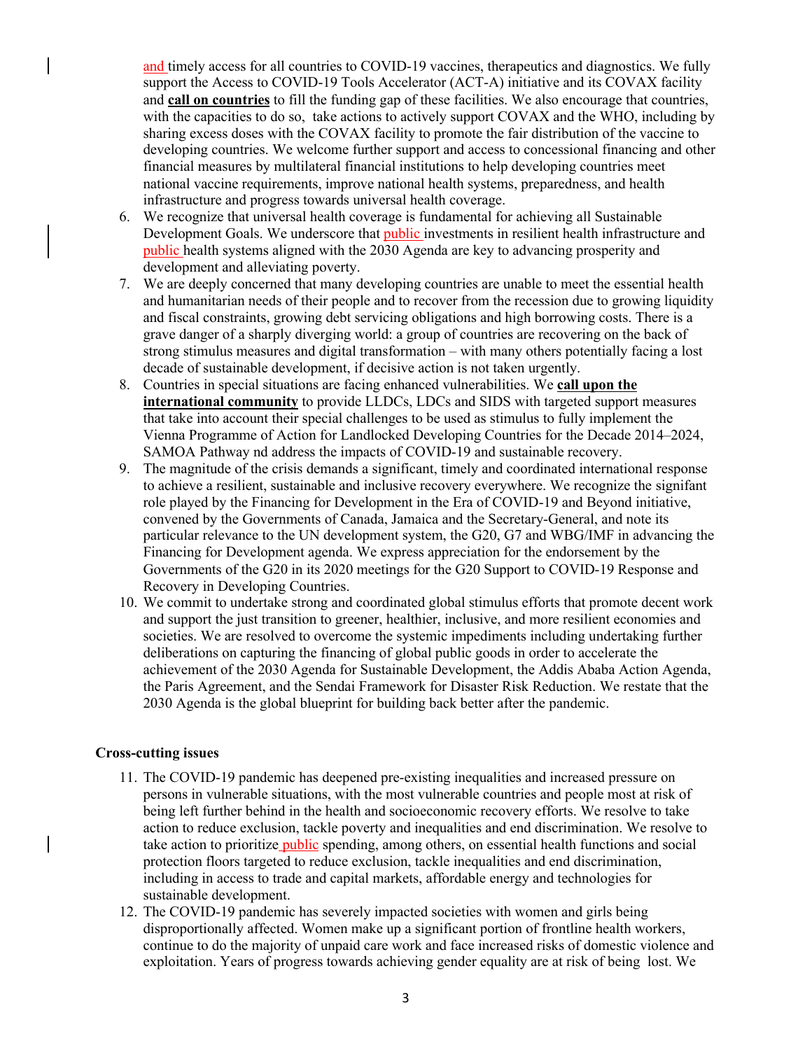and timely access for all countries to COVID-19 vaccines, therapeutics and diagnostics. We fully support the Access to COVID-19 Tools Accelerator (ACT-A) initiative and its COVAX facility and **call on countries** to fill the funding gap of these facilities. We also encourage that countries, with the capacities to do so, take actions to actively support COVAX and the WHO, including by sharing excess doses with the COVAX facility to promote the fair distribution of the vaccine to developing countries. We welcome further support and access to concessional financing and other financial measures by multilateral financial institutions to help developing countries meet national vaccine requirements, improve national health systems, preparedness, and health infrastructure and progress towards universal health coverage.

6. We recognize that universal health coverage is fundamental for achieving all Sustainable Development Goals. We underscore that public investments in resilient health infrastructure and public health systems aligned with the 2030 Agenda are key to advancing prosperity and development and alleviating poverty.
7. We are deeply concerned that many developing countries are unable to meet the essential health and humanitarian needs of their people and to recover from the recession due to growing liquidity and fiscal constraints, growing debt servicing obligations and high borrowing costs. There is a grave danger of a sharply diverging world: a group of countries are recovering on the back of strong stimulus measures and digital transformation – with many others potentially facing a lost decade of sustainable development, if decisive action is not taken urgently.
8. Countries in special situations are facing enhanced vulnerabilities. We **call upon the international community** to provide LLDCs, LDCs and SIDS with targeted support measures that take into account their special challenges to be used as stimulus to fully implement the Vienna Programme of Action for Landlocked Developing Countries for the Decade 2014–2024, SAMOA Pathway nd address the impacts of COVID-19 and sustainable recovery.
9. The magnitude of the crisis demands a significant, timely and coordinated international response to achieve a resilient, sustainable and inclusive recovery everywhere. We recognize the signifant role played by the Financing for Development in the Era of COVID-19 and Beyond initiative, convened by the Governments of Canada, Jamaica and the Secretary-General, and note its particular relevance to the UN development system, the G20, G7 and WBG/IMF in advancing the Financing for Development agenda. We express appreciation for the endorsement by the Governments of the G20 in its 2020 meetings for the G20 Support to COVID-19 Response and Recovery in Developing Countries.
10. We commit to undertake strong and coordinated global stimulus efforts that promote decent work and support the just transition to greener, healthier, inclusive, and more resilient economies and societies. We are resolved to overcome the systemic impediments including undertaking further deliberations on capturing the financing of global public goods in order to accelerate the achievement of the 2030 Agenda for Sustainable Development, the Addis Ababa Action Agenda, the Paris Agreement, and the Sendai Framework for Disaster Risk Reduction. We restate that the 2030 Agenda is the global blueprint for building back better after the pandemic.

**Cross-cutting issues**

11. The COVID-19 pandemic has deepened pre-existing inequalities and increased pressure on persons in vulnerable situations, with the most vulnerable countries and people most at risk of being left further behind in the health and socioeconomic recovery efforts. We resolve to take action to reduce exclusion, tackle poverty and inequalities and end discrimination. We resolve to take action to prioritize public spending, among others, on essential health functions and social protection floors targeted to reduce exclusion, tackle inequalities and end discrimination, including in access to trade and capital markets, affordable energy and technologies for sustainable development.
12. The COVID-19 pandemic has severely impacted societies with women and girls being disproportionally affected. Women make up a significant portion of frontline health workers, continue to do the majority of unpaid care work and face increased risks of domestic violence and exploitation. Years of progress towards achieving gender equality are at risk of being lost. We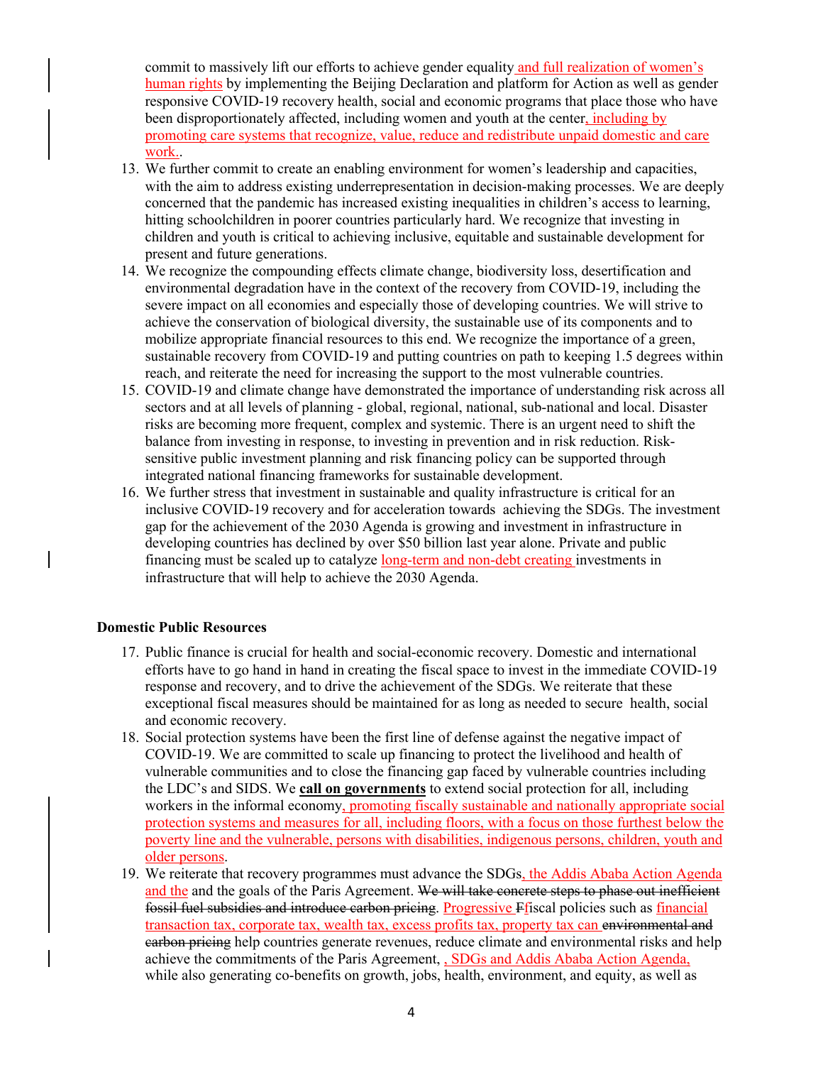commit to massively lift our efforts to achieve gender equality and full realization of women's human rights by implementing the Beijing Declaration and platform for Action as well as gender responsive COVID-19 recovery health, social and economic programs that place those who have been disproportionately affected, including women and youth at the center, including by promoting care systems that recognize, value, reduce and redistribute unpaid domestic and care work..

13. We further commit to create an enabling environment for women's leadership and capacities, with the aim to address existing underrepresentation in decision-making processes. We are deeply concerned that the pandemic has increased existing inequalities in children's access to learning, hitting schoolchildren in poorer countries particularly hard. We recognize that investing in children and youth is critical to achieving inclusive, equitable and sustainable development for present and future generations.
14. We recognize the compounding effects climate change, biodiversity loss, desertification and environmental degradation have in the context of the recovery from COVID-19, including the severe impact on all economies and especially those of developing countries. We will strive to achieve the conservation of biological diversity, the sustainable use of its components and to mobilize appropriate financial resources to this end. We recognize the importance of a green, sustainable recovery from COVID-19 and putting countries on path to keeping 1.5 degrees within reach, and reiterate the need for increasing the support to the most vulnerable countries.
15. COVID-19 and climate change have demonstrated the importance of understanding risk across all sectors and at all levels of planning - global, regional, national, sub-national and local. Disaster risks are becoming more frequent, complex and systemic. There is an urgent need to shift the balance from investing in response, to investing in prevention and in risk reduction. Risk-sensitive public investment planning and risk financing policy can be supported through integrated national financing frameworks for sustainable development.
16. We further stress that investment in sustainable and quality infrastructure is critical for an inclusive COVID-19 recovery and for acceleration towards achieving the SDGs. The investment gap for the achievement of the 2030 Agenda is growing and investment in infrastructure in developing countries has declined by over $50 billion last year alone. Private and public financing must be scaled up to catalyze long-term and non-debt creating investments in infrastructure that will help to achieve the 2030 Agenda.

**Domestic Public Resources**

17. Public finance is crucial for health and social-economic recovery. Domestic and international efforts have to go hand in hand in creating the fiscal space to invest in the immediate COVID-19 response and recovery, and to drive the achievement of the SDGs. We reiterate that these exceptional fiscal measures should be maintained for as long as needed to secure health, social and economic recovery.
18. Social protection systems have been the first line of defense against the negative impact of COVID-19. We are committed to scale up financing to protect the livelihood and health of vulnerable communities and to close the financing gap faced by vulnerable countries including the LDC's and SIDS. We **call on governments** to extend social protection for all, including workers in the informal economy, promoting fiscally sustainable and nationally appropriate social protection systems and measures for all, including floors, with a focus on those furthest below the poverty line and the vulnerable, persons with disabilities, indigenous persons, children, youth and older persons.
19. We reiterate that recovery programmes must advance the SDGs, the Addis Ababa Action Agenda and the and the goals of the Paris Agreement. ~~We will take concrete steps to phase out inefficient fossil fuel subsidies and introduce carbon pricing.~~ Progressive ~~F~~fiscal policies such as financial transaction tax, corporate tax, wealth tax, excess profits tax, property tax can ~~environmental and carbon pricing~~ help countries generate revenues, reduce climate and environmental risks and help achieve the commitments of the Paris Agreement, , SDGs and Addis Ababa Action Agenda, while also generating co-benefits on growth, jobs, health, environment, and equity, as well as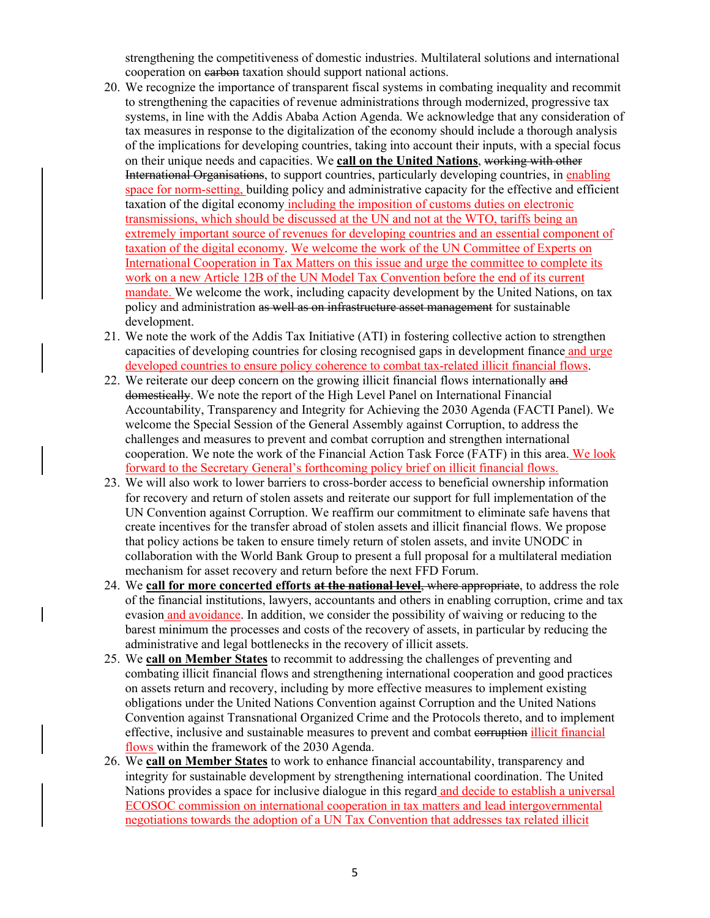strengthening the competitiveness of domestic industries. Multilateral solutions and international cooperation on ~~carbon~~ taxation should support national actions.

20. We recognize the importance of transparent fiscal systems in combating inequality and recommit to strengthening the capacities of revenue administrations through modernized, progressive tax systems, in line with the Addis Ababa Action Agenda. We acknowledge that any consideration of tax measures in response to the digitalization of the economy should include a thorough analysis of the implications for developing countries, taking into account their inputs, with a special focus on their unique needs and capacities. We **call on the United Nations**, ~~working with other International Organisations~~, to support countries, particularly developing countries, in enabling space for norm-setting, building policy and administrative capacity for the effective and efficient taxation of the digital economy including the imposition of customs duties on electronic transmissions, which should be discussed at the UN and not at the WTO, tariffs being an extremely important source of revenues for developing countries and an essential component of taxation of the digital economy. We welcome the work of the UN Committee of Experts on International Cooperation in Tax Matters on this issue and urge the committee to complete its work on a new Article 12B of the UN Model Tax Convention before the end of its current mandate. We welcome the work, including capacity development by the United Nations, on tax policy and administration ~~as well as on infrastructure asset management~~ for sustainable development.
21. We note the work of the Addis Tax Initiative (ATI) in fostering collective action to strengthen capacities of developing countries for closing recognised gaps in development finance and urge developed countries to ensure policy coherence to combat tax-related illicit financial flows.
22. We reiterate our deep concern on the growing illicit financial flows internationally ~~and domestically~~. We note the report of the High Level Panel on International Financial Accountability, Transparency and Integrity for Achieving the 2030 Agenda (FACTI Panel). We welcome the Special Session of the General Assembly against Corruption, to address the challenges and measures to prevent and combat corruption and strengthen international cooperation. We note the work of the Financial Action Task Force (FATF) in this area. We look forward to the Secretary General's forthcoming policy brief on illicit financial flows.
23. We will also work to lower barriers to cross-border access to beneficial ownership information for recovery and return of stolen assets and reiterate our support for full implementation of the UN Convention against Corruption. We reaffirm our commitment to eliminate safe havens that create incentives for the transfer abroad of stolen assets and illicit financial flows. We propose that policy actions be taken to ensure timely return of stolen assets, and invite UNODC in collaboration with the World Bank Group to present a full proposal for a multilateral mediation mechanism for asset recovery and return before the next FFD Forum.
24. We **call for more concerted efforts ~~at the national level~~**, ~~where appropriate~~, to address the role of the financial institutions, lawyers, accountants and others in enabling corruption, crime and tax evasion and avoidance. In addition, we consider the possibility of waiving or reducing to the barest minimum the processes and costs of the recovery of assets, in particular by reducing the administrative and legal bottlenecks in the recovery of illicit assets.
25. We **call on Member States** to recommit to addressing the challenges of preventing and combating illicit financial flows and strengthening international cooperation and good practices on assets return and recovery, including by more effective measures to implement existing obligations under the United Nations Convention against Corruption and the United Nations Convention against Transnational Organized Crime and the Protocols thereto, and to implement effective, inclusive and sustainable measures to prevent and combat ~~corruption~~ illicit financial flows within the framework of the 2030 Agenda.
26. We **call on Member States** to work to enhance financial accountability, transparency and integrity for sustainable development by strengthening international coordination. The United Nations provides a space for inclusive dialogue in this regard and decide to establish a universal ECOSOC commission on international cooperation in tax matters and lead intergovernmental negotiations towards the adoption of a UN Tax Convention that addresses tax related illicit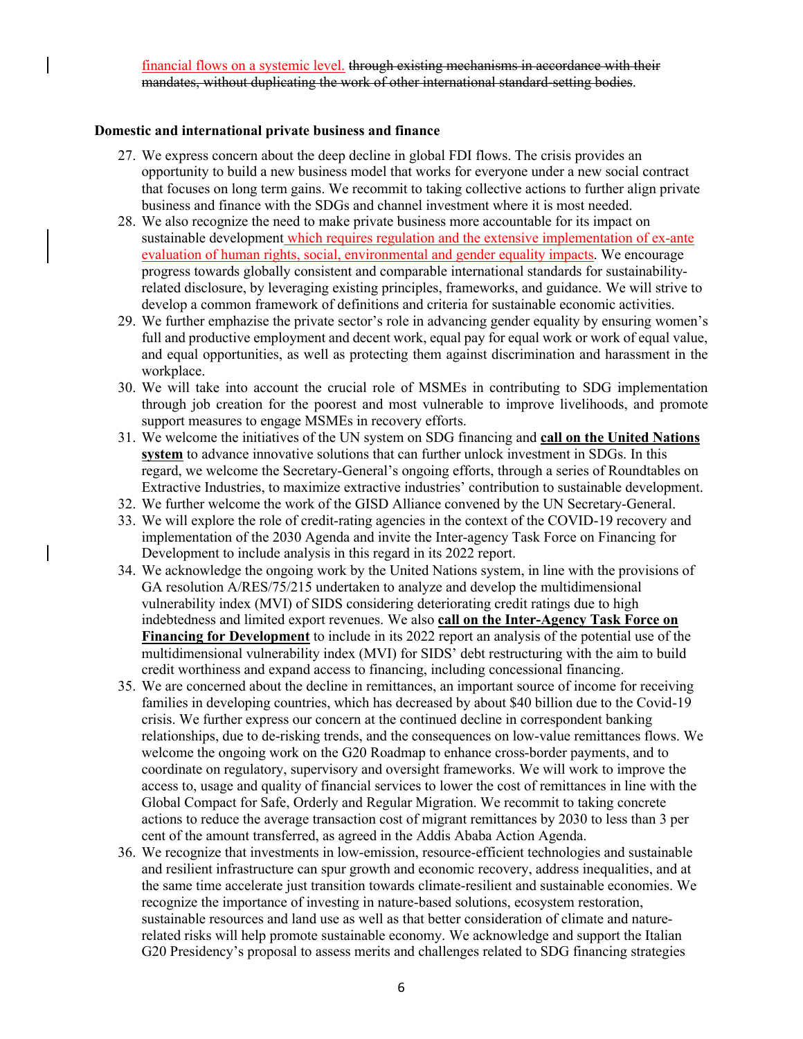financial flows on a systemic level. ~~through existing mechanisms in accordance with their mandates, without duplicating the work of other international standard-setting bodies~~.

**Domestic and international private business and finance**

27. We express concern about the deep decline in global FDI flows. The crisis provides an opportunity to build a new business model that works for everyone under a new social contract that focuses on long term gains. We recommit to taking collective actions to further align private business and finance with the SDGs and channel investment where it is most needed.
28. We also recognize the need to make private business more accountable for its impact on sustainable development which requires regulation and the extensive implementation of ex-ante evaluation of human rights, social, environmental and gender equality impacts. We encourage progress towards globally consistent and comparable international standards for sustainability-related disclosure, by leveraging existing principles, frameworks, and guidance. We will strive to develop a common framework of definitions and criteria for sustainable economic activities.
29. We further emphasize the private sector's role in advancing gender equality by ensuring women's full and productive employment and decent work, equal pay for equal work or work of equal value, and equal opportunities, as well as protecting them against discrimination and harassment in the workplace.
30. We will take into account the crucial role of MSMEs in contributing to SDG implementation through job creation for the poorest and most vulnerable to improve livelihoods, and promote support measures to engage MSMEs in recovery efforts.
31. We welcome the initiatives of the UN system on SDG financing and **call on the United Nations system** to advance innovative solutions that can further unlock investment in SDGs. In this regard, we welcome the Secretary-General's ongoing efforts, through a series of Roundtables on Extractive Industries, to maximize extractive industries' contribution to sustainable development.
32. We further welcome the work of the GISD Alliance convened by the UN Secretary-General.
33. We will explore the role of credit-rating agencies in the context of the COVID-19 recovery and implementation of the 2030 Agenda and invite the Inter-agency Task Force on Financing for Development to include analysis in this regard in its 2022 report.
34. We acknowledge the ongoing work by the United Nations system, in line with the provisions of GA resolution A/RES/75/215 undertaken to analyze and develop the multidimensional vulnerability index (MVI) of SIDS considering deteriorating credit ratings due to high indebtedness and limited export revenues. We also **call on the Inter-Agency Task Force on Financing for Development** to include in its 2022 report an analysis of the potential use of the multidimensional vulnerability index (MVI) for SIDS' debt restructuring with the aim to build credit worthiness and expand access to financing, including concessional financing.
35. We are concerned about the decline in remittances, an important source of income for receiving families in developing countries, which has decreased by about $40 billion due to the Covid-19 crisis. We further express our concern at the continued decline in correspondent banking relationships, due to de-risking trends, and the consequences on low-value remittances flows. We welcome the ongoing work on the G20 Roadmap to enhance cross-border payments, and to coordinate on regulatory, supervisory and oversight frameworks. We will work to improve the access to, usage and quality of financial services to lower the cost of remittances in line with the Global Compact for Safe, Orderly and Regular Migration. We recommit to taking concrete actions to reduce the average transaction cost of migrant remittances by 2030 to less than 3 per cent of the amount transferred, as agreed in the Addis Ababa Action Agenda.
36. We recognize that investments in low-emission, resource-efficient technologies and sustainable and resilient infrastructure can spur growth and economic recovery, address inequalities, and at the same time accelerate just transition towards climate-resilient and sustainable economies. We recognize the importance of investing in nature-based solutions, ecosystem restoration, sustainable resources and land use as well as that better consideration of climate and nature-related risks will help promote sustainable economy. We acknowledge and support the Italian G20 Presidency's proposal to assess merits and challenges related to SDG financing strategies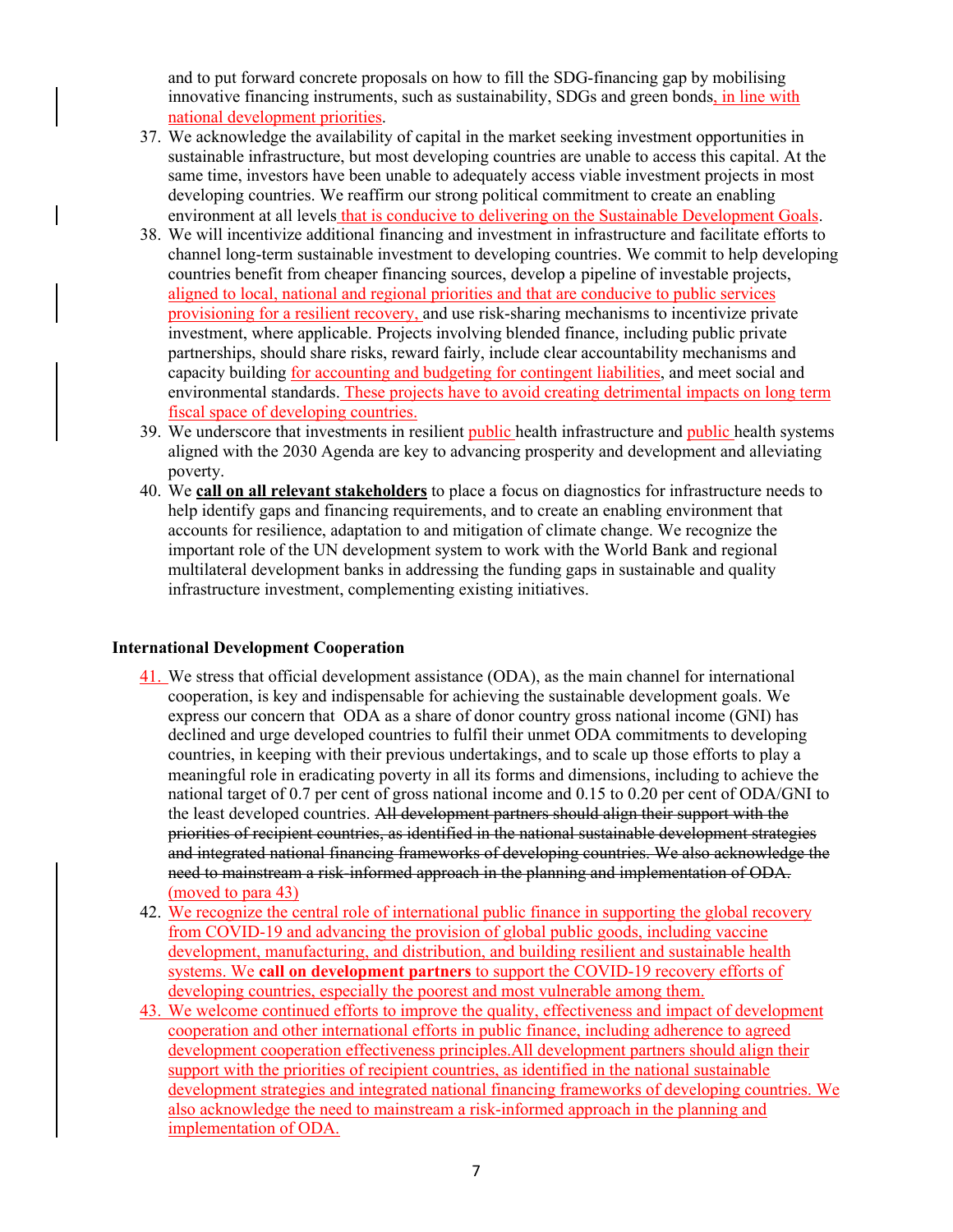and to put forward concrete proposals on how to fill the SDG-financing gap by mobilising innovative financing instruments, such as sustainability, SDGs and green bonds, in line with national development priorities.

37. We acknowledge the availability of capital in the market seeking investment opportunities in sustainable infrastructure, but most developing countries are unable to access this capital. At the same time, investors have been unable to adequately access viable investment projects in most developing countries. We reaffirm our strong political commitment to create an enabling environment at all levels that is conducive to delivering on the Sustainable Development Goals.
38. We will incentivize additional financing and investment in infrastructure and facilitate efforts to channel long-term sustainable investment to developing countries. We commit to help developing countries benefit from cheaper financing sources, develop a pipeline of investable projects, aligned to local, national and regional priorities and that are conducive to public services provisioning for a resilient recovery, and use risk-sharing mechanisms to incentivize private investment, where applicable. Projects involving blended finance, including public private partnerships, should share risks, reward fairly, include clear accountability mechanisms and capacity building for accounting and budgeting for contingent liabilities, and meet social and environmental standards. These projects have to avoid creating detrimental impacts on long term fiscal space of developing countries.
39. We underscore that investments in resilient public health infrastructure and public health systems aligned with the 2030 Agenda are key to advancing prosperity and development and alleviating poverty.
40. We **call on all relevant stakeholders** to place a focus on diagnostics for infrastructure needs to help identify gaps and financing requirements, and to create an enabling environment that accounts for resilience, adaptation to and mitigation of climate change. We recognize the important role of the UN development system to work with the World Bank and regional multilateral development banks in addressing the funding gaps in sustainable and quality infrastructure investment, complementing existing initiatives.

**International Development Cooperation**

41. We stress that official development assistance (ODA), as the main channel for international cooperation, is key and indispensable for achieving the sustainable development goals. We express our concern that ODA as a share of donor country gross national income (GNI) has declined and urge developed countries to fulfil their unmet ODA commitments to developing countries, in keeping with their previous undertakings, and to scale up those efforts to play a meaningful role in eradicating poverty in all its forms and dimensions, including to achieve the national target of 0.7 per cent of gross national income and 0.15 to 0.20 per cent of ODA/GNI to the least developed countries. ~~All development partners should align their support with the priorities of recipient countries, as identified in the national sustainable development strategies and integrated national financing frameworks of developing countries. We also acknowledge the need to mainstream a risk-informed approach in the planning and implementation of ODA.~~ (moved to para 43)
42. We recognize the central role of international public finance in supporting the global recovery from COVID-19 and advancing the provision of global public goods, including vaccine development, manufacturing, and distribution, and building resilient and sustainable health systems. We **call on development partners** to support the COVID-19 recovery efforts of developing countries, especially the poorest and most vulnerable among them.
43. We welcome continued efforts to improve the quality, effectiveness and impact of development cooperation and other international efforts in public finance, including adherence to agreed development cooperation effectiveness principles.All development partners should align their support with the priorities of recipient countries, as identified in the national sustainable development strategies and integrated national financing frameworks of developing countries. We also acknowledge the need to mainstream a risk-informed approach in the planning and implementation of ODA.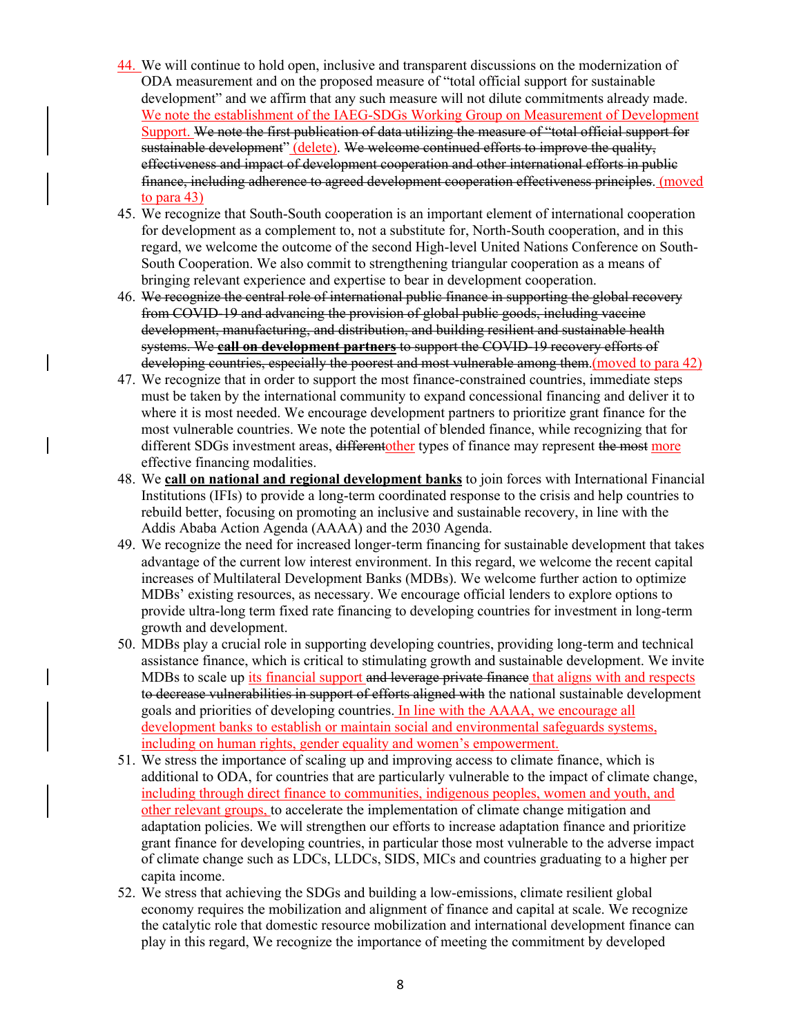44. We will continue to hold open, inclusive and transparent discussions on the modernization of ODA measurement and on the proposed measure of "total official support for sustainable development" and we affirm that any such measure will not dilute commitments already made. We note the establishment of the IAEG-SDGs Working Group on Measurement of Development Support. ~~We note the first publication of data utilizing the measure of "total official support for sustainable development"~~ (delete). ~~We welcome continued efforts to improve the quality, effectiveness and impact of development cooperation and other international efforts in public finance, including adherence to agreed development cooperation effectiveness principles.~~ (moved to para 43)

45. We recognize that South-South cooperation is an important element of international cooperation for development as a complement to, not a substitute for, North-South cooperation, and in this regard, we welcome the outcome of the second High-level United Nations Conference on South-South Cooperation. We also commit to strengthening triangular cooperation as a means of bringing relevant experience and expertise to bear in development cooperation.

46. ~~We recognize the central role of international public finance in supporting the global recovery from COVID-19 and advancing the provision of global public goods, including vaccine development, manufacturing, and distribution, and building resilient and sustainable health systems. We **call on development partners** to support the COVID-19 recovery efforts of developing countries, especially the poorest and most vulnerable among them.~~(moved to para 42)

47. We recognize that in order to support the most finance-constrained countries, immediate steps must be taken by the international community to expand concessional financing and deliver it to where it is most needed. We encourage development partners to prioritize grant finance for the most vulnerable countries. We note the potential of blended finance, while recognizing that for different SDGs investment areas, ~~different~~other types of finance may represent ~~the most~~ more effective financing modalities.

48. We **call on national and regional development banks** to join forces with International Financial Institutions (IFIs) to provide a long-term coordinated response to the crisis and help countries to rebuild better, focusing on promoting an inclusive and sustainable recovery, in line with the Addis Ababa Action Agenda (AAAA) and the 2030 Agenda.

49. We recognize the need for increased longer-term financing for sustainable development that takes advantage of the current low interest environment. In this regard, we welcome the recent capital increases of Multilateral Development Banks (MDBs). We welcome further action to optimize MDBs' existing resources, as necessary. We encourage official lenders to explore options to provide ultra-long term fixed rate financing to developing countries for investment in long-term growth and development.

50. MDBs play a crucial role in supporting developing countries, providing long-term and technical assistance finance, which is critical to stimulating growth and sustainable development. We invite MDBs to scale up its financial support ~~and leverage private finance~~ that aligns with and respects ~~to decrease vulnerabilities in support of efforts aligned with~~ the national sustainable development goals and priorities of developing countries. In line with the AAAA, we encourage all development banks to establish or maintain social and environmental safeguards systems, including on human rights, gender equality and women's empowerment.

51. We stress the importance of scaling up and improving access to climate finance, which is additional to ODA, for countries that are particularly vulnerable to the impact of climate change, including through direct finance to communities, indigenous peoples, women and youth, and other relevant groups, to accelerate the implementation of climate change mitigation and adaptation policies. We will strengthen our efforts to increase adaptation finance and prioritize grant finance for developing countries, in particular those most vulnerable to the adverse impact of climate change such as LDCs, LLDCs, SIDS, MICs and countries graduating to a higher per capita income.

52. We stress that achieving the SDGs and building a low-emissions, climate resilient global economy requires the mobilization and alignment of finance and capital at scale. We recognize the catalytic role that domestic resource mobilization and international development finance can play in this regard, We recognize the importance of meeting the commitment by developed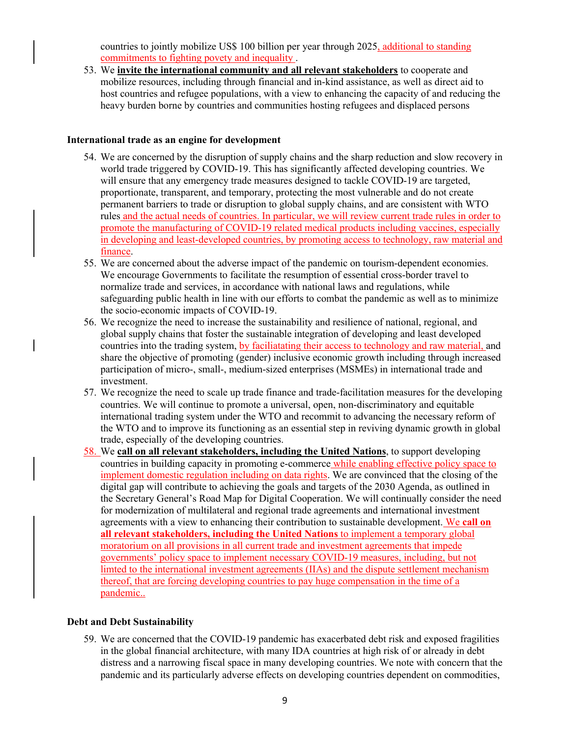countries to jointly mobilize US$ 100 billion per year through 2025, additional to standing commitments to fighting povety and inequality .

53. We **invite the international community and all relevant stakeholders** to cooperate and mobilize resources, including through financial and in-kind assistance, as well as direct aid to host countries and refugee populations, with a view to enhancing the capacity of and reducing the heavy burden borne by countries and communities hosting refugees and displaced persons

**International trade as an engine for development**

54. We are concerned by the disruption of supply chains and the sharp reduction and slow recovery in world trade triggered by COVID-19. This has significantly affected developing countries. We will ensure that any emergency trade measures designed to tackle COVID-19 are targeted, proportionate, transparent, and temporary, protecting the most vulnerable and do not create permanent barriers to trade or disruption to global supply chains, and are consistent with WTO rules and the actual needs of countries. In particular, we will review current trade rules in order to promote the manufacturing of COVID-19 related medical products including vaccines, especially in developing and least-developed countries, by promoting access to technology, raw material and finance.
55. We are concerned about the adverse impact of the pandemic on tourism-dependent economies. We encourage Governments to facilitate the resumption of essential cross-border travel to normalize trade and services, in accordance with national laws and regulations, while safeguarding public health in line with our efforts to combat the pandemic as well as to minimize the socio-economic impacts of COVID-19.
56. We recognize the need to increase the sustainability and resilience of national, regional, and global supply chains that foster the sustainable integration of developing and least developed countries into the trading system, by faciliatating their access to technology and raw material, and share the objective of promoting (gender) inclusive economic growth including through increased participation of micro-, small-, medium-sized enterprises (MSMEs) in international trade and investment.
57. We recognize the need to scale up trade finance and trade-facilitation measures for the developing countries. We will continue to promote a universal, open, non-discriminatory and equitable international trading system under the WTO and recommit to advancing the necessary reform of the WTO and to improve its functioning as an essential step in reviving dynamic growth in global trade, especially of the developing countries.
58. We **call on all relevant stakeholders, including the United Nations**, to support developing countries in building capacity in promoting e-commerce while enabling effective policy space to implement domestic regulation including on data rights. We are convinced that the closing of the digital gap will contribute to achieving the goals and targets of the 2030 Agenda, as outlined in the Secretary General's Road Map for Digital Cooperation. We will continually consider the need for modernization of multilateral and regional trade agreements and international investment agreements with a view to enhancing their contribution to sustainable development. We **call on all relevant stakeholders, including the United Nations** to implement a temporary global moratorium on all provisions in all current trade and investment agreements that impede governments' policy space to implement necessary COVID-19 measures, including, but not limted to the international investment agreements (IIAs) and the dispute settlement mechanism thereof, that are forcing developing countries to pay huge compensation in the time of a pandemic..

**Debt and Debt Sustainability**

59. We are concerned that the COVID-19 pandemic has exacerbated debt risk and exposed fragilities in the global financial architecture, with many IDA countries at high risk of or already in debt distress and a narrowing fiscal space in many developing countries. We note with concern that the pandemic and its particularly adverse effects on developing countries dependent on commodities,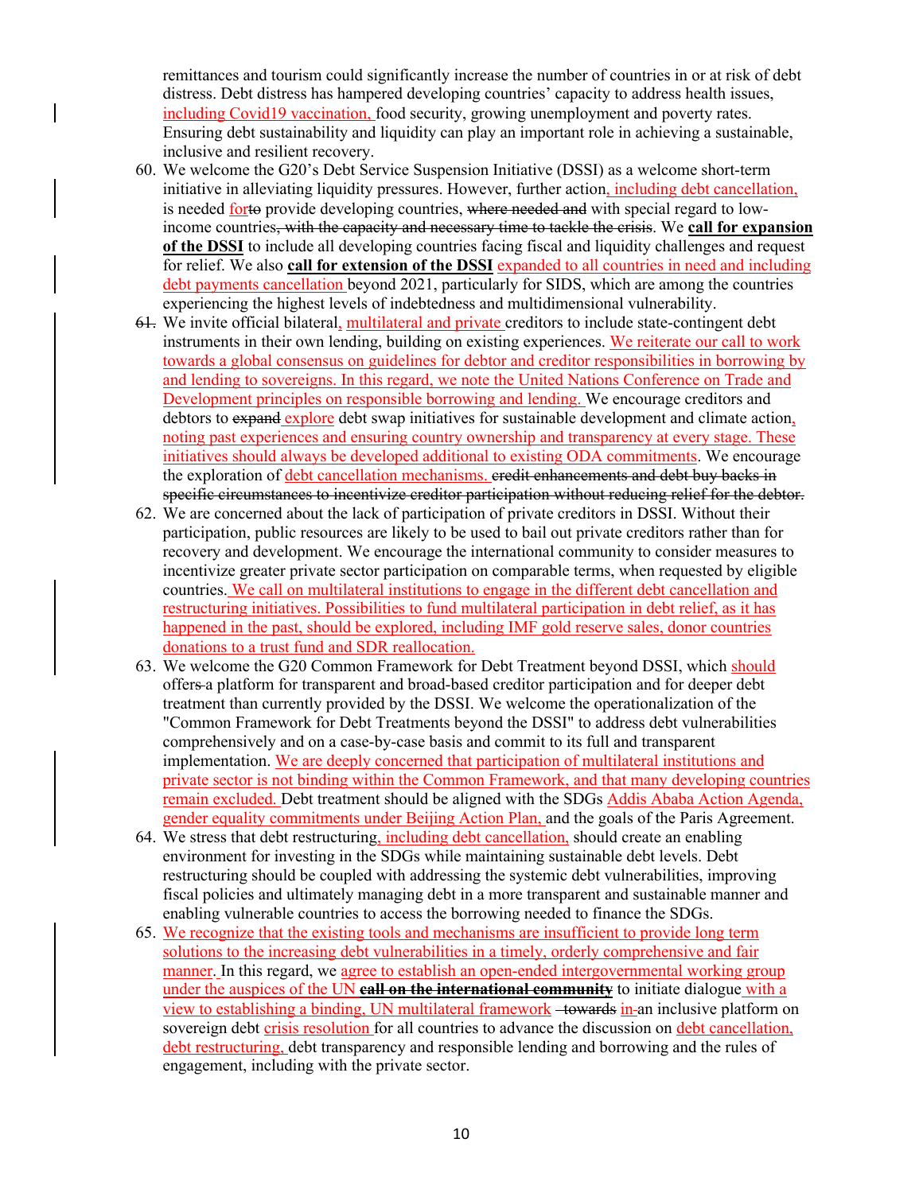remittances and tourism could significantly increase the number of countries in or at risk of debt distress. Debt distress has hampered developing countries' capacity to address health issues, including Covid19 vaccination, food security, growing unemployment and poverty rates. Ensuring debt sustainability and liquidity can play an important role in achieving a sustainable, inclusive and resilient recovery.

60. We welcome the G20's Debt Service Suspension Initiative (DSSI) as a welcome short-term initiative in alleviating liquidity pressures. However, further action, including debt cancellation, is needed forto provide developing countries, ~~where needed and~~ with special regard to low-income countries~~, with the capacity and necessary time to tackle the crisis~~. We **call for expansion of the DSSI** to include all developing countries facing fiscal and liquidity challenges and request for relief. We also **call for extension of the DSSI** expanded to all countries in need and including debt payments cancellation beyond 2021, particularly for SIDS, which are among the countries experiencing the highest levels of indebtedness and multidimensional vulnerability.

61. We invite official bilateral, multilateral and private creditors to include state-contingent debt instruments in their own lending, building on existing experiences. We reiterate our call to work towards a global consensus on guidelines for debtor and creditor responsibilities in borrowing by and lending to sovereigns. In this regard, we note the United Nations Conference on Trade and Development principles on responsible borrowing and lending. We encourage creditors and debtors to ~~expand~~ explore debt swap initiatives for sustainable development and climate action, noting past experiences and ensuring country ownership and transparency at every stage. These initiatives should always be developed additional to existing ODA commitments. We encourage the exploration of debt cancellation mechanisms. ~~credit enhancements and debt buy backs in specific circumstances to incentivize creditor participation without reducing relief for the debtor.~~

62. We are concerned about the lack of participation of private creditors in DSSI. Without their participation, public resources are likely to be used to bail out private creditors rather than for recovery and development. We encourage the international community to consider measures to incentivize greater private sector participation on comparable terms, when requested by eligible countries. We call on multilateral institutions to engage in the different debt cancellation and restructuring initiatives. Possibilities to fund multilateral participation in debt relief, as it has happened in the past, should be explored, including IMF gold reserve sales, donor countries donations to a trust fund and SDR reallocation.

63. We welcome the G20 Common Framework for Debt Treatment beyond DSSI, which should offer~~s~~ a platform for transparent and broad-based creditor participation and for deeper debt treatment than currently provided by the DSSI. We welcome the operationalization of the "Common Framework for Debt Treatments beyond the DSSI" to address debt vulnerabilities comprehensively and on a case-by-case basis and commit to its full and transparent implementation. We are deeply concerned that participation of multilateral institutions and private sector is not binding within the Common Framework, and that many developing countries remain excluded. Debt treatment should be aligned with the SDGs Addis Ababa Action Agenda, gender equality commitments under Beijing Action Plan, and the goals of the Paris Agreement.

64. We stress that debt restructuring, including debt cancellation, should create an enabling environment for investing in the SDGs while maintaining sustainable debt levels. Debt restructuring should be coupled with addressing the systemic debt vulnerabilities, improving fiscal policies and ultimately managing debt in a more transparent and sustainable manner and enabling vulnerable countries to access the borrowing needed to finance the SDGs.

65. We recognize that the existing tools and mechanisms are insufficient to provide long term solutions to the increasing debt vulnerabilities in a timely, orderly comprehensive and fair manner. In this regard, we agree to establish an open-ended intergovernmental working group under the auspices of the UN ~~**call on the international community**~~ to initiate dialogue with a view to establishing a binding, UN multilateral framework ~~towards~~ in an inclusive platform on sovereign debt crisis resolution for all countries to advance the discussion on debt cancellation, debt restructuring, debt transparency and responsible lending and borrowing and the rules of engagement, including with the private sector.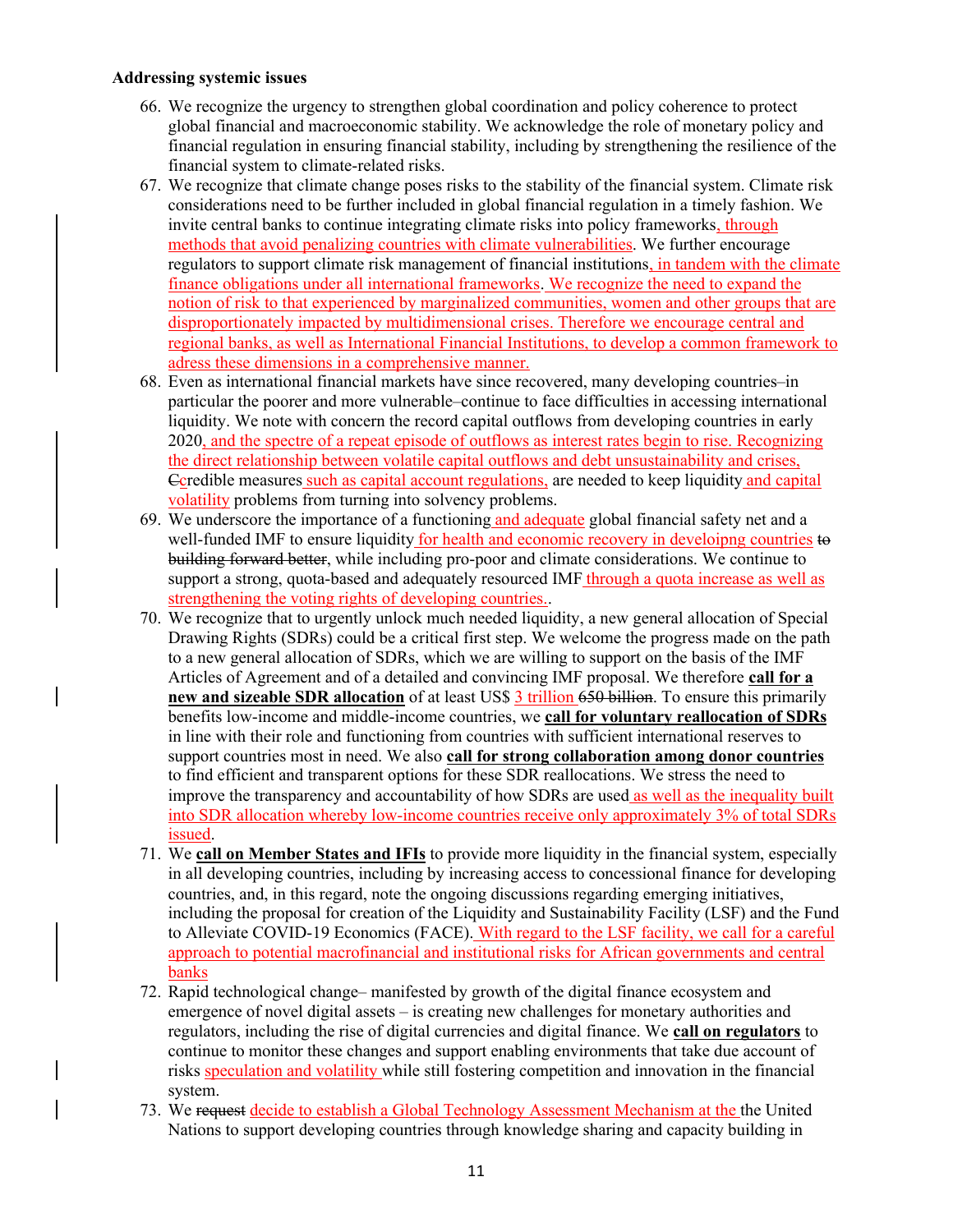**Addressing systemic issues**

66. We recognize the urgency to strengthen global coordination and policy coherence to protect global financial and macroeconomic stability. We acknowledge the role of monetary policy and financial regulation in ensuring financial stability, including by strengthening the resilience of the financial system to climate-related risks.
67. We recognize that climate change poses risks to the stability of the financial system. Climate risk considerations need to be further included in global financial regulation in a timely fashion. We invite central banks to continue integrating climate risks into policy frameworks, through methods that avoid penalizing countries with climate vulnerabilities. We further encourage regulators to support climate risk management of financial institutions, in tandem with the climate finance obligations under all international frameworks. We recognize the need to expand the notion of risk to that experienced by marginalized communities, women and other groups that are disproportionately impacted by multidimensional crises. Therefore we encourage central and regional banks, as well as International Financial Institutions, to develop a common framework to adress these dimensions in a comprehensive manner.
68. Even as international financial markets have since recovered, many developing countries–in particular the poorer and more vulnerable–continue to face difficulties in accessing international liquidity. We note with concern the record capital outflows from developing countries in early 2020, and the spectre of a repeat episode of outflows as interest rates begin to rise. Recognizing the direct relationship between volatile capital outflows and debt unsustainability and crises, ~~C~~credible measures such as capital account regulations, are needed to keep liquidity and capital volatility problems from turning into solvency problems.
69. We underscore the importance of a functioning and adequate global financial safety net and a well-funded IMF to ensure liquidity for health and economic recovery in develoipng countries ~~to building forward better~~, while including pro-poor and climate considerations. We continue to support a strong, quota-based and adequately resourced IMF through a quota increase as well as strengthening the voting rights of developing countries..
70. We recognize that to urgently unlock much needed liquidity, a new general allocation of Special Drawing Rights (SDRs) could be a critical first step. We welcome the progress made on the path to a new general allocation of SDRs, which we are willing to support on the basis of the IMF Articles of Agreement and of a detailed and convincing IMF proposal. We therefore **call for a new and sizeable SDR allocation** of at least US$ 3 trillion ~~650 billion~~. To ensure this primarily benefits low-income and middle-income countries, we **call for voluntary reallocation of SDRs** in line with their role and functioning from countries with sufficient international reserves to support countries most in need. We also **call for strong collaboration among donor countries** to find efficient and transparent options for these SDR reallocations. We stress the need to improve the transparency and accountability of how SDRs are used as well as the inequality built into SDR allocation whereby low-income countries receive only approximately 3% of total SDRs issued.
71. We **call on Member States and IFIs** to provide more liquidity in the financial system, especially in all developing countries, including by increasing access to concessional finance for developing countries, and, in this regard, note the ongoing discussions regarding emerging initiatives, including the proposal for creation of the Liquidity and Sustainability Facility (LSF) and the Fund to Alleviate COVID-19 Economics (FACE). With regard to the LSF facility, we call for a careful approach to potential macrofinancial and institutional risks for African governments and central banks
72. Rapid technological change– manifested by growth of the digital finance ecosystem and emergence of novel digital assets – is creating new challenges for monetary authorities and regulators, including the rise of digital currencies and digital finance. We **call on regulators** to continue to monitor these changes and support enabling environments that take due account of risks speculation and volatility while still fostering competition and innovation in the financial system.
73. We ~~request~~ decide to establish a Global Technology Assessment Mechanism at the the United Nations to support developing countries through knowledge sharing and capacity building in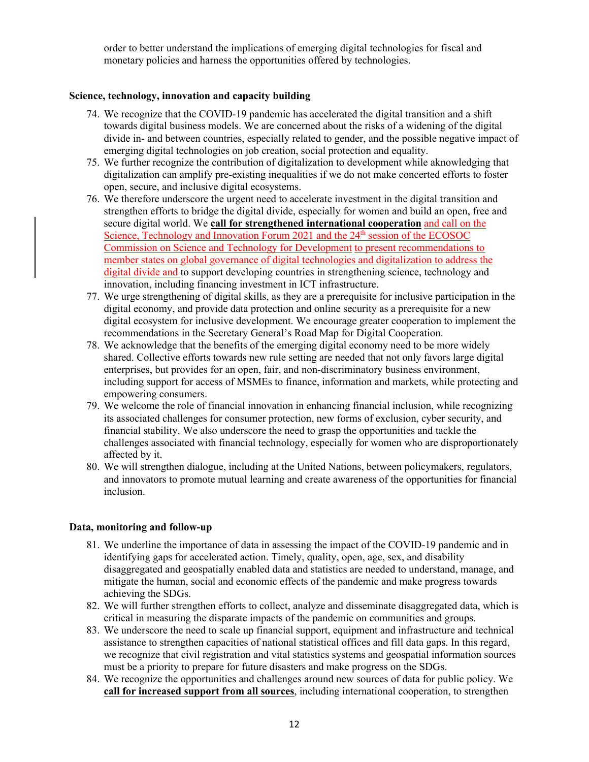order to better understand the implications of emerging digital technologies for fiscal and monetary policies and harness the opportunities offered by technologies.

**Science, technology, innovation and capacity building**

74. We recognize that the COVID-19 pandemic has accelerated the digital transition and a shift towards digital business models. We are concerned about the risks of a widening of the digital divide in- and between countries, especially related to gender, and the possible negative impact of emerging digital technologies on job creation, social protection and equality.
75. We further recognize the contribution of digitalization to development while aknowledging that digitalization can amplify pre-existing inequalities if we do not make concerted efforts to foster open, secure, and inclusive digital ecosystems.
76. We therefore underscore the urgent need to accelerate investment in the digital transition and strengthen efforts to bridge the digital divide, especially for women and build an open, free and secure digital world. We **call for strengthened international cooperation** and call on the Science, Technology and Innovation Forum 2021 and the 24th session of the ECOSOC Commission on Science and Technology for Development to present recommendations to member states on global governance of digital technologies and digitalization to address the digital divide and ~~to~~ support developing countries in strengthening science, technology and innovation, including financing investment in ICT infrastructure.
77. We urge strengthening of digital skills, as they are a prerequisite for inclusive participation in the digital economy, and provide data protection and online security as a prerequisite for a new digital ecosystem for inclusive development. We encourage greater cooperation to implement the recommendations in the Secretary General's Road Map for Digital Cooperation.
78. We acknowledge that the benefits of the emerging digital economy need to be more widely shared. Collective efforts towards new rule setting are needed that not only favors large digital enterprises, but provides for an open, fair, and non-discriminatory business environment, including support for access of MSMEs to finance, information and markets, while protecting and empowering consumers.
79. We welcome the role of financial innovation in enhancing financial inclusion, while recognizing its associated challenges for consumer protection, new forms of exclusion, cyber security, and financial stability. We also underscore the need to grasp the opportunities and tackle the challenges associated with financial technology, especially for women who are disproportionately affected by it.
80. We will strengthen dialogue, including at the United Nations, between policymakers, regulators, and innovators to promote mutual learning and create awareness of the opportunities for financial inclusion.

**Data, monitoring and follow-up**

81. We underline the importance of data in assessing the impact of the COVID-19 pandemic and in identifying gaps for accelerated action. Timely, quality, open, age, sex, and disability disaggregated and geospatially enabled data and statistics are needed to understand, manage, and mitigate the human, social and economic effects of the pandemic and make progress towards achieving the SDGs.
82. We will further strengthen efforts to collect, analyze and disseminate disaggregated data, which is critical in measuring the disparate impacts of the pandemic on communities and groups.
83. We underscore the need to scale up financial support, equipment and infrastructure and technical assistance to strengthen capacities of national statistical offices and fill data gaps. In this regard, we recognize that civil registration and vital statistics systems and geospatial information sources must be a priority to prepare for future disasters and make progress on the SDGs.
84. We recognize the opportunities and challenges around new sources of data for public policy. We **call for increased support from all sources**, including international cooperation, to strengthen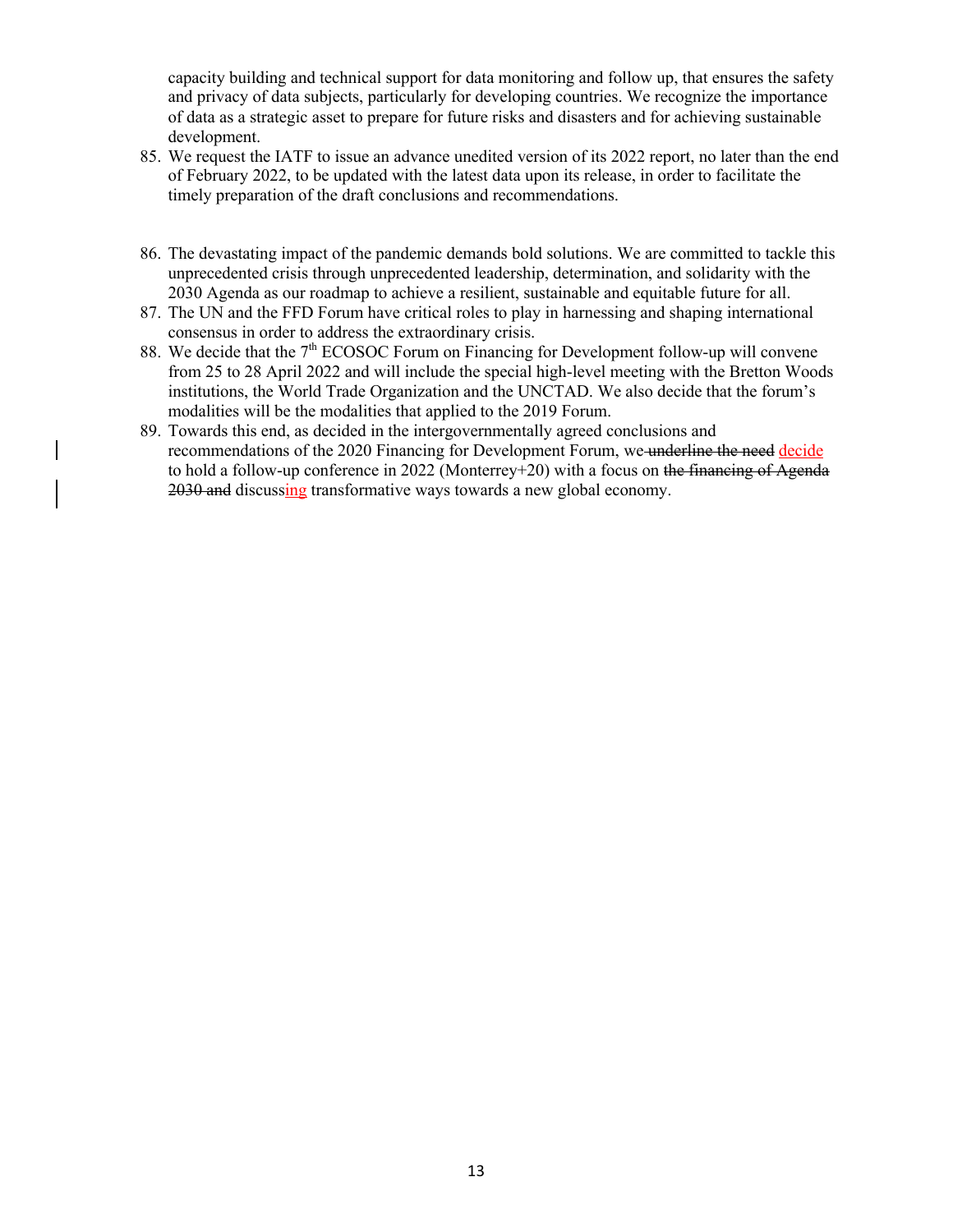capacity building and technical support for data monitoring and follow up, that ensures the safety and privacy of data subjects, particularly for developing countries. We recognize the importance of data as a strategic asset to prepare for future risks and disasters and for achieving sustainable development.

85. We request the IATF to issue an advance unedited version of its 2022 report, no later than the end of February 2022, to be updated with the latest data upon its release, in order to facilitate the timely preparation of the draft conclusions and recommendations.

86. The devastating impact of the pandemic demands bold solutions. We are committed to tackle this unprecedented crisis through unprecedented leadership, determination, and solidarity with the 2030 Agenda as our roadmap to achieve a resilient, sustainable and equitable future for all.
87. The UN and the FFD Forum have critical roles to play in harnessing and shaping international consensus in order to address the extraordinary crisis.
88. We decide that the 7th ECOSOC Forum on Financing for Development follow-up will convene from 25 to 28 April 2022 and will include the special high-level meeting with the Bretton Woods institutions, the World Trade Organization and the UNCTAD. We also decide that the forum's modalities will be the modalities that applied to the 2019 Forum.
89. Towards this end, as decided in the intergovernmentally agreed conclusions and recommendations of the 2020 Financing for Development Forum, we ~~underline the need~~ decide to hold a follow-up conference in 2022 (Monterrey+20) with a focus on ~~the financing of Agenda 2030 and~~ discussing transformative ways towards a new global economy.